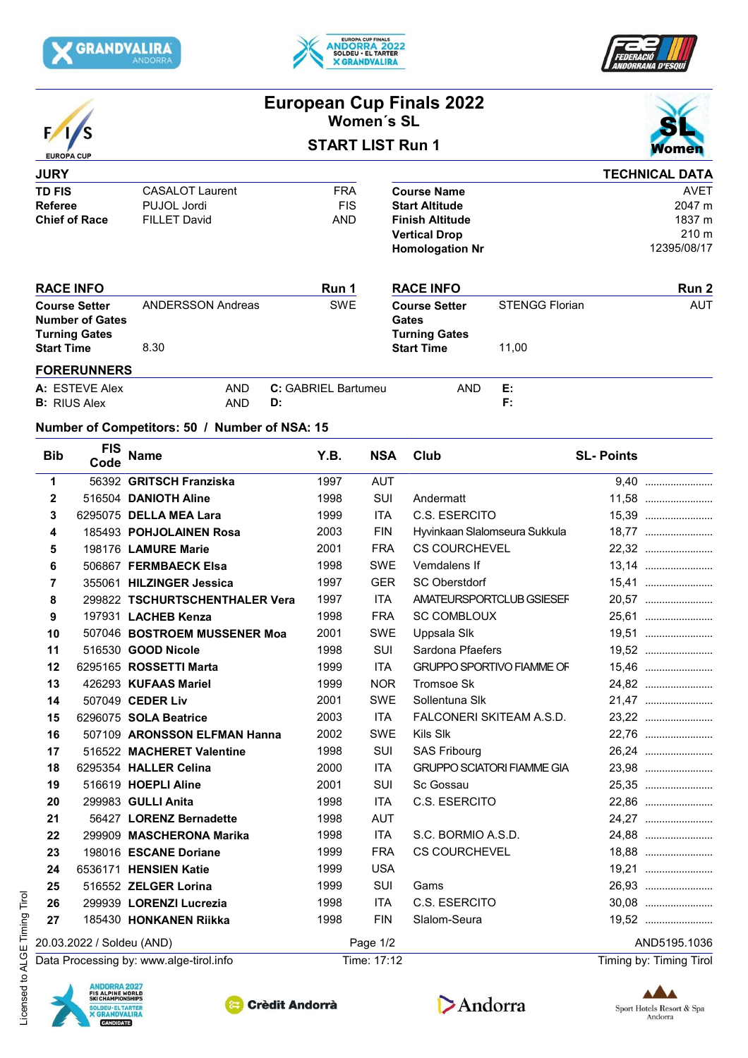# European Cup Finals 2022

## Women´s SL

### START LIST Run 1

FIS EUROPA CUP

**JURY**

| | | |
|---|---|---|
| **TD FIS** | CASALOT Laurent | FRA |
| **Referee** | PUJOL Jordi | FIS |
| **Chief of Race** | FILLET David | AND |

**TECHNICAL DATA**

| | |
|---|---|
| **Course Name** | AVET |
| **Start Altitude** | 2047 m |
| **Finish Altitude** | 1837 m |
| **Vertical Drop** | 210 m |
| **Homologation Nr** | 12395/08/17 |

**RACE INFO** — Run 1

| | | |
|---|---|---|
| **Course Setter** | ANDERSSON Andreas | SWE |
| **Number of Gates** | | |
| **Turning Gates** | | |
| **Start Time** | 8.30 | |

**RACE INFO** — Run 2

| | | |
|---|---|---|
| **Course Setter** | STENGG Florian | AUT |
| **Gates** | | |
| **Turning Gates** | | |
| **Start Time** | 11,00 | |

**FORERUNNERS**

| | | | | |
|---|---|---|---|---|
| **A:** ESTEVE Alex | AND | **C:** GABRIEL Bartumeu | AND | **E:** |
| **B:** RIUS Alex | AND | **D:** | | **F:** |

**Number of Competitors: 50 / Number of NSA: 15**

| Bib | FIS Code | Name | Y.B. | NSA | Club | SL- Points |
|---|---|---|---|---|---|---|
| 1 | 56392 | **GRITSCH Franziska** | 1997 | AUT | | 9,40 |
| 2 | 516504 | **DANIOTH Aline** | 1998 | SUI | Andermatt | 11,58 |
| 3 | 6295075 | **DELLA MEA Lara** | 1999 | ITA | C.S. ESERCITO | 15,39 |
| 4 | 185493 | **POHJOLAINEN Rosa** | 2003 | FIN | Hyvinkaan Slalomseura Sukkula | 18,77 |
| 5 | 198176 | **LAMURE Marie** | 2001 | FRA | CS COURCHEVEL | 22,32 |
| 6 | 506867 | **FERMBAECK Elsa** | 1998 | SWE | Vemdalens If | 13,14 |
| 7 | 355061 | **HILZINGER Jessica** | 1997 | GER | SC Oberstdorf | 15,41 |
| 8 | 299822 | **TSCHURTSCHENTHALER Vera** | 1997 | ITA | AMATEURSPORTCLUB GSIESEF | 20,57 |
| 9 | 197931 | **LACHEB Kenza** | 1998 | FRA | SC COMBLOUX | 25,61 |
| 10 | 507046 | **BOSTROEM MUSSENER Moa** | 2001 | SWE | Uppsala Slk | 19,51 |
| 11 | 516530 | **GOOD Nicole** | 1998 | SUI | Sardona Pfaefers | 19,52 |
| 12 | 6295165 | **ROSSETTI Marta** | 1999 | ITA | GRUPPO SPORTIVO FIAMME OF | 15,46 |
| 13 | 426293 | **KUFAAS Mariel** | 1999 | NOR | Tromsoe Sk | 24,82 |
| 14 | 507049 | **CEDER Liv** | 2001 | SWE | Sollentuna Slk | 21,47 |
| 15 | 6296075 | **SOLA Beatrice** | 2003 | ITA | FALCONERI SKITEAM A.S.D. | 23,22 |
| 16 | 507109 | **ARONSSON ELFMAN Hanna** | 2002 | SWE | Kils Slk | 22,76 |
| 17 | 516522 | **MACHERET Valentine** | 1998 | SUI | SAS Fribourg | 26,24 |
| 18 | 6295354 | **HALLER Celina** | 2000 | ITA | GRUPPO SCIATORI FIAMME GIA | 23,98 |
| 19 | 516619 | **HOEPLI Aline** | 2001 | SUI | Sc Gossau | 25,35 |
| 20 | 299983 | **GULLI Anita** | 1998 | ITA | C.S. ESERCITO | 22,86 |
| 21 | 56427 | **LORENZ Bernadette** | 1998 | AUT | | 24,27 |
| 22 | 299909 | **MASCHERONA Marika** | 1998 | ITA | S.C. BORMIO A.S.D. | 24,88 |
| 23 | 198016 | **ESCANE Doriane** | 1999 | FRA | CS COURCHEVEL | 18,88 |
| 24 | 6536171 | **HENSIEN Katie** | 1999 | USA | | 19,21 |
| 25 | 516552 | **ZELGER Lorina** | 1999 | SUI | Gams | 26,93 |
| 26 | 299939 | **LORENZI Lucrezia** | 1998 | ITA | C.S. ESERCITO | 30,08 |
| 27 | 185430 | **HONKANEN Riikka** | 1998 | FIN | Slalom-Seura | 19,52 |

20.03.2022 / Soldeu (AND) — AND5195.1036

Data Processing by: www.alge-tirol.info — Time: 17:12 — Timing by: Timing Tirol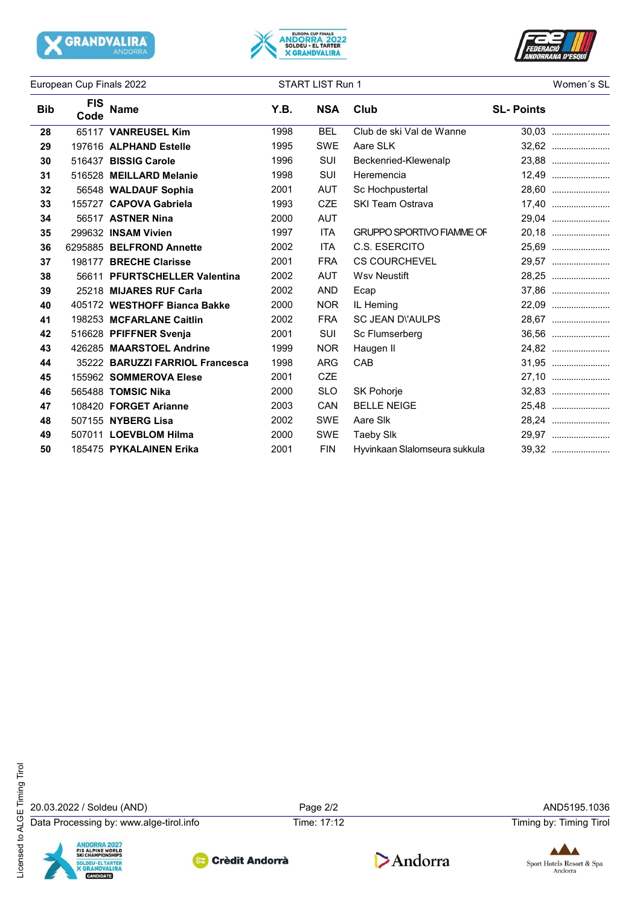European Cup Finals 2022 | START LIST Run 1 | Women´s SL

| Bib | FIS Code | Name | Y.B. | NSA | Club | SL- Points | |
|---|---|---|---|---|---|---|---|
| **28** | 65117 | **VANREUSEL Kim** | 1998 | BEL | Club de ski Val de Wanne | 30,03 | ........................ |
| **29** | 197616 | **ALPHAND Estelle** | 1995 | SWE | Aare SLK | 32,62 | ........................ |
| **30** | 516437 | **BISSIG Carole** | 1996 | SUI | Beckenried-Klewenalp | 23,88 | ........................ |
| **31** | 516528 | **MEILLARD Melanie** | 1998 | SUI | Heremencia | 12,49 | ........................ |
| **32** | 56548 | **WALDAUF Sophia** | 2001 | AUT | Sc Hochpustertal | 28,60 | ........................ |
| **33** | 155727 | **CAPOVA Gabriela** | 1993 | CZE | SKI Team Ostrava | 17,40 | ........................ |
| **34** | 56517 | **ASTNER Nina** | 2000 | AUT | | 29,04 | ........................ |
| **35** | 299632 | **INSAM Vivien** | 1997 | ITA | GRUPPO SPORTIVO FIAMME OF | 20,18 | ........................ |
| **36** | 6295885 | **BELFROND Annette** | 2002 | ITA | C.S. ESERCITO | 25,69 | ........................ |
| **37** | 198177 | **BRECHE Clarisse** | 2001 | FRA | CS COURCHEVEL | 29,57 | ........................ |
| **38** | 56611 | **PFURTSCHELLER Valentina** | 2002 | AUT | Wsv Neustift | 28,25 | ........................ |
| **39** | 25218 | **MIJARES RUF Carla** | 2002 | AND | Ecap | 37,86 | ........................ |
| **40** | 405172 | **WESTHOFF Bianca Bakke** | 2000 | NOR | IL Heming | 22,09 | ........................ |
| **41** | 198253 | **MCFARLANE Caitlin** | 2002 | FRA | SC JEAN D\'AULPS | 28,67 | ........................ |
| **42** | 516628 | **PFIFFNER Svenja** | 2001 | SUI | Sc Flumserberg | 36,56 | ........................ |
| **43** | 426285 | **MAARSTOEL Andrine** | 1999 | NOR | Haugen Il | 24,82 | ........................ |
| **44** | 35222 | **BARUZZI FARRIOL Francesca** | 1998 | ARG | CAB | 31,95 | ........................ |
| **45** | 155962 | **SOMMEROVA Elese** | 2001 | CZE | | 27,10 | ........................ |
| **46** | 565488 | **TOMSIC Nika** | 2000 | SLO | SK Pohorje | 32,83 | ........................ |
| **47** | 108420 | **FORGET Arianne** | 2003 | CAN | BELLE NEIGE | 25,48 | ........................ |
| **48** | 507155 | **NYBERG Lisa** | 2002 | SWE | Aare Slk | 28,24 | ........................ |
| **49** | 507011 | **LOEVBLOM Hilma** | 2000 | SWE | Taeby Slk | 29,97 | ........................ |
| **50** | 185475 | **PYKALAINEN Erika** | 2001 | FIN | Hyvinkaan Slalomseura sukkula | 39,32 | ........................ |

20.03.2022 / Soldeu (AND) | AND5195.1036

Data Processing by: www.alge-tirol.info | Time: 17:12 | Timing by: Timing Tirol

Licensed to ALGE Timing Tirol